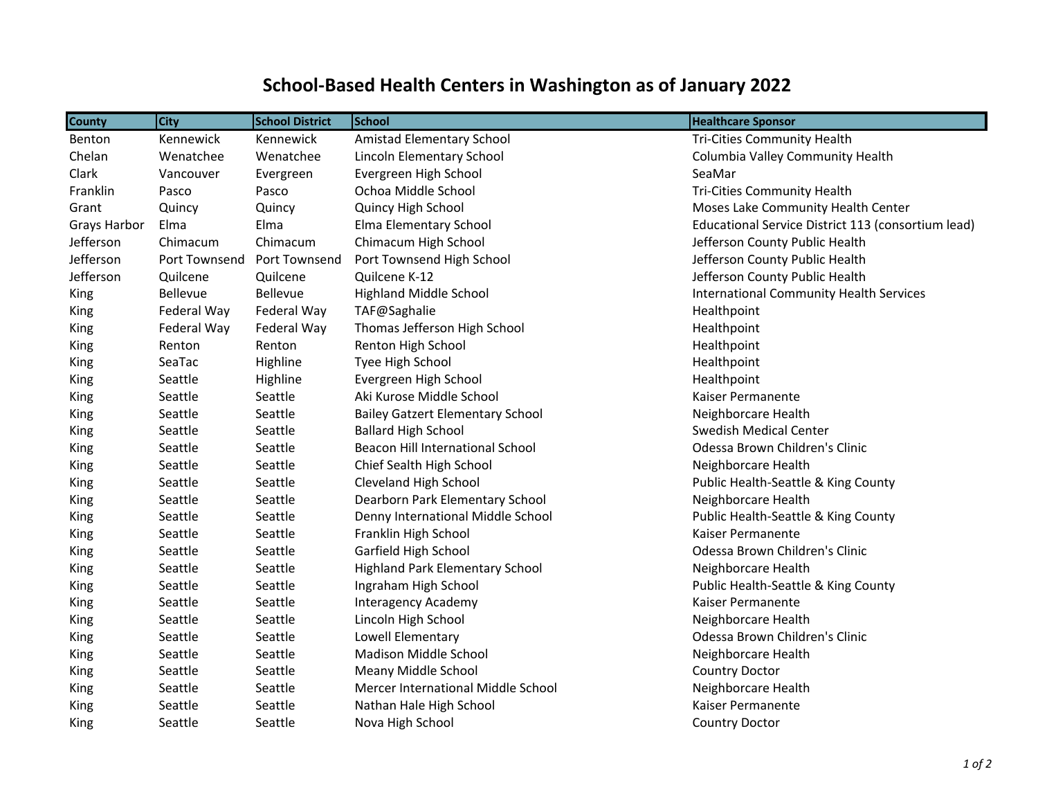# School-Based Health Centers in Washington as of January 2022

| County | City | School District | School | Healthcare Sponsor |
|---|---|---|---|---|
| Benton | Kennewick | Kennewick | Amistad Elementary School | Tri-Cities Community Health |
| Chelan | Wenatchee | Wenatchee | Lincoln Elementary School | Columbia Valley Community Health |
| Clark | Vancouver | Evergreen | Evergreen High School | SeaMar |
| Franklin | Pasco | Pasco | Ochoa Middle School | Tri-Cities Community Health |
| Grant | Quincy | Quincy | Quincy High School | Moses Lake Community Health Center |
| Grays Harbor | Elma | Elma | Elma Elementary School | Educational Service District 113 (consortium lead) |
| Jefferson | Chimacum | Chimacum | Chimacum High School | Jefferson County Public Health |
| Jefferson | Port Townsend | Port Townsend | Port Townsend High School | Jefferson County Public Health |
| Jefferson | Quilcene | Quilcene | Quilcene K-12 | Jefferson County Public Health |
| King | Bellevue | Bellevue | Highland Middle School | International Community Health Services |
| King | Federal Way | Federal Way | TAF@Saghalie | Healthpoint |
| King | Federal Way | Federal Way | Thomas Jefferson High School | Healthpoint |
| King | Renton | Renton | Renton High School | Healthpoint |
| King | SeaTac | Highline | Tyee High School | Healthpoint |
| King | Seattle | Highline | Evergreen High School | Healthpoint |
| King | Seattle | Seattle | Aki Kurose Middle School | Kaiser Permanente |
| King | Seattle | Seattle | Bailey Gatzert Elementary School | Neighborcare Health |
| King | Seattle | Seattle | Ballard High School | Swedish Medical Center |
| King | Seattle | Seattle | Beacon Hill International School | Odessa Brown Children's Clinic |
| King | Seattle | Seattle | Chief Sealth High School | Neighborcare Health |
| King | Seattle | Seattle | Cleveland High School | Public Health-Seattle & King County |
| King | Seattle | Seattle | Dearborn Park Elementary School | Neighborcare Health |
| King | Seattle | Seattle | Denny International Middle School | Public Health-Seattle & King County |
| King | Seattle | Seattle | Franklin High School | Kaiser Permanente |
| King | Seattle | Seattle | Garfield High School | Odessa Brown Children's Clinic |
| King | Seattle | Seattle | Highland Park Elementary School | Neighborcare Health |
| King | Seattle | Seattle | Ingraham High School | Public Health-Seattle & King County |
| King | Seattle | Seattle | Interagency Academy | Kaiser Permanente |
| King | Seattle | Seattle | Lincoln High School | Neighborcare Health |
| King | Seattle | Seattle | Lowell Elementary | Odessa Brown Children's Clinic |
| King | Seattle | Seattle | Madison Middle School | Neighborcare Health |
| King | Seattle | Seattle | Meany Middle School | Country Doctor |
| King | Seattle | Seattle | Mercer International Middle School | Neighborcare Health |
| King | Seattle | Seattle | Nathan Hale High School | Kaiser Permanente |
| King | Seattle | Seattle | Nova High School | Country Doctor |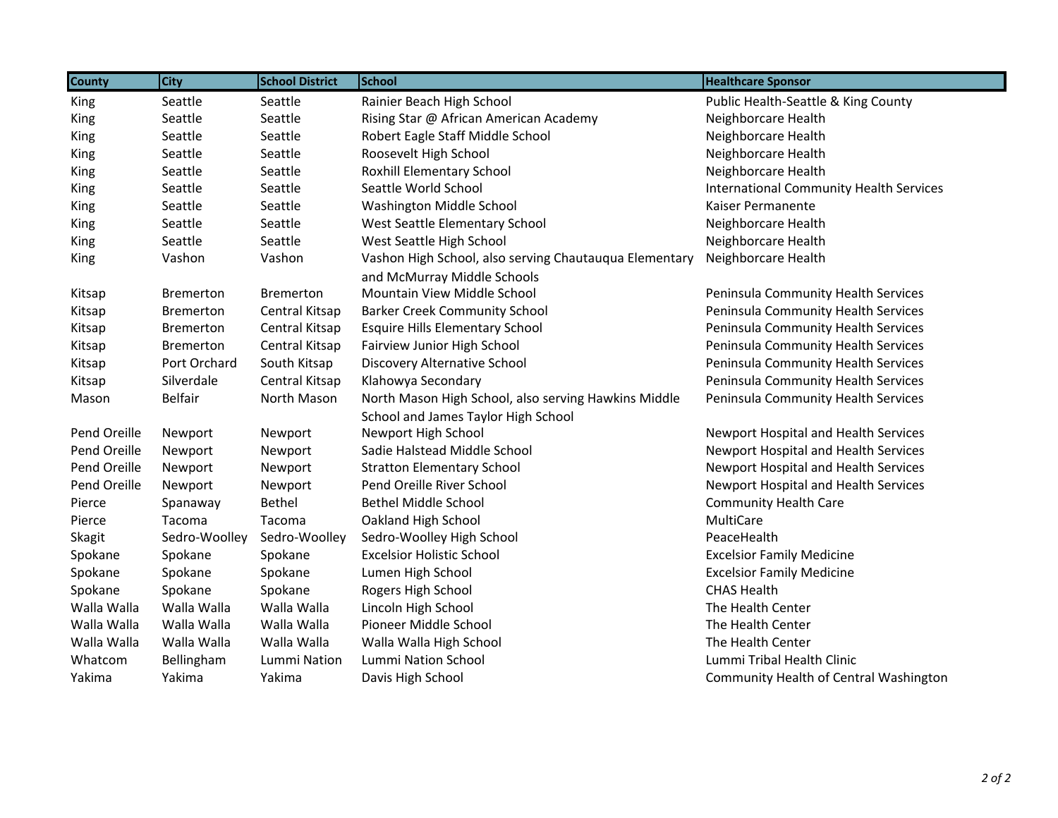| County | City | School District | School | Healthcare Sponsor |
|---|---|---|---|---|
| King | Seattle | Seattle | Rainier Beach High School | Public Health-Seattle & King County |
| King | Seattle | Seattle | Rising Star @ African American Academy | Neighborcare Health |
| King | Seattle | Seattle | Robert Eagle Staff Middle School | Neighborcare Health |
| King | Seattle | Seattle | Roosevelt High School | Neighborcare Health |
| King | Seattle | Seattle | Roxhill Elementary School | Neighborcare Health |
| King | Seattle | Seattle | Seattle World School | International Community Health Services |
| King | Seattle | Seattle | Washington Middle School | Kaiser Permanente |
| King | Seattle | Seattle | West Seattle Elementary School | Neighborcare Health |
| King | Seattle | Seattle | West Seattle High School | Neighborcare Health |
| King | Vashon | Vashon | Vashon High School, also serving Chautauqua Elementary and McMurray Middle Schools | Neighborcare Health |
| Kitsap | Bremerton | Bremerton | Mountain View Middle School | Peninsula Community Health Services |
| Kitsap | Bremerton | Central Kitsap | Barker Creek Community School | Peninsula Community Health Services |
| Kitsap | Bremerton | Central Kitsap | Esquire Hills Elementary School | Peninsula Community Health Services |
| Kitsap | Bremerton | Central Kitsap | Fairview Junior High School | Peninsula Community Health Services |
| Kitsap | Port Orchard | South Kitsap | Discovery Alternative School | Peninsula Community Health Services |
| Kitsap | Silverdale | Central Kitsap | Klahowya Secondary | Peninsula Community Health Services |
| Mason | Belfair | North Mason | North Mason High School, also serving Hawkins Middle School and James Taylor High School | Peninsula Community Health Services |
| Pend Oreille | Newport | Newport | Newport High School | Newport Hospital and Health Services |
| Pend Oreille | Newport | Newport | Sadie Halstead Middle School | Newport Hospital and Health Services |
| Pend Oreille | Newport | Newport | Stratton Elementary School | Newport Hospital and Health Services |
| Pend Oreille | Newport | Newport | Pend Oreille River School | Newport Hospital and Health Services |
| Pierce | Spanaway | Bethel | Bethel Middle School | Community Health Care |
| Pierce | Tacoma | Tacoma | Oakland High School | MultiCare |
| Skagit | Sedro-Woolley | Sedro-Woolley | Sedro-Woolley High School | PeaceHealth |
| Spokane | Spokane | Spokane | Excelsior Holistic School | Excelsior Family Medicine |
| Spokane | Spokane | Spokane | Lumen High School | Excelsior Family Medicine |
| Spokane | Spokane | Spokane | Rogers High School | CHAS Health |
| Walla Walla | Walla Walla | Walla Walla | Lincoln High School | The Health Center |
| Walla Walla | Walla Walla | Walla Walla | Pioneer Middle School | The Health Center |
| Walla Walla | Walla Walla | Walla Walla | Walla Walla High School | The Health Center |
| Whatcom | Bellingham | Lummi Nation | Lummi Nation School | Lummi Tribal Health Clinic |
| Yakima | Yakima | Yakima | Davis High School | Community Health of Central Washington |